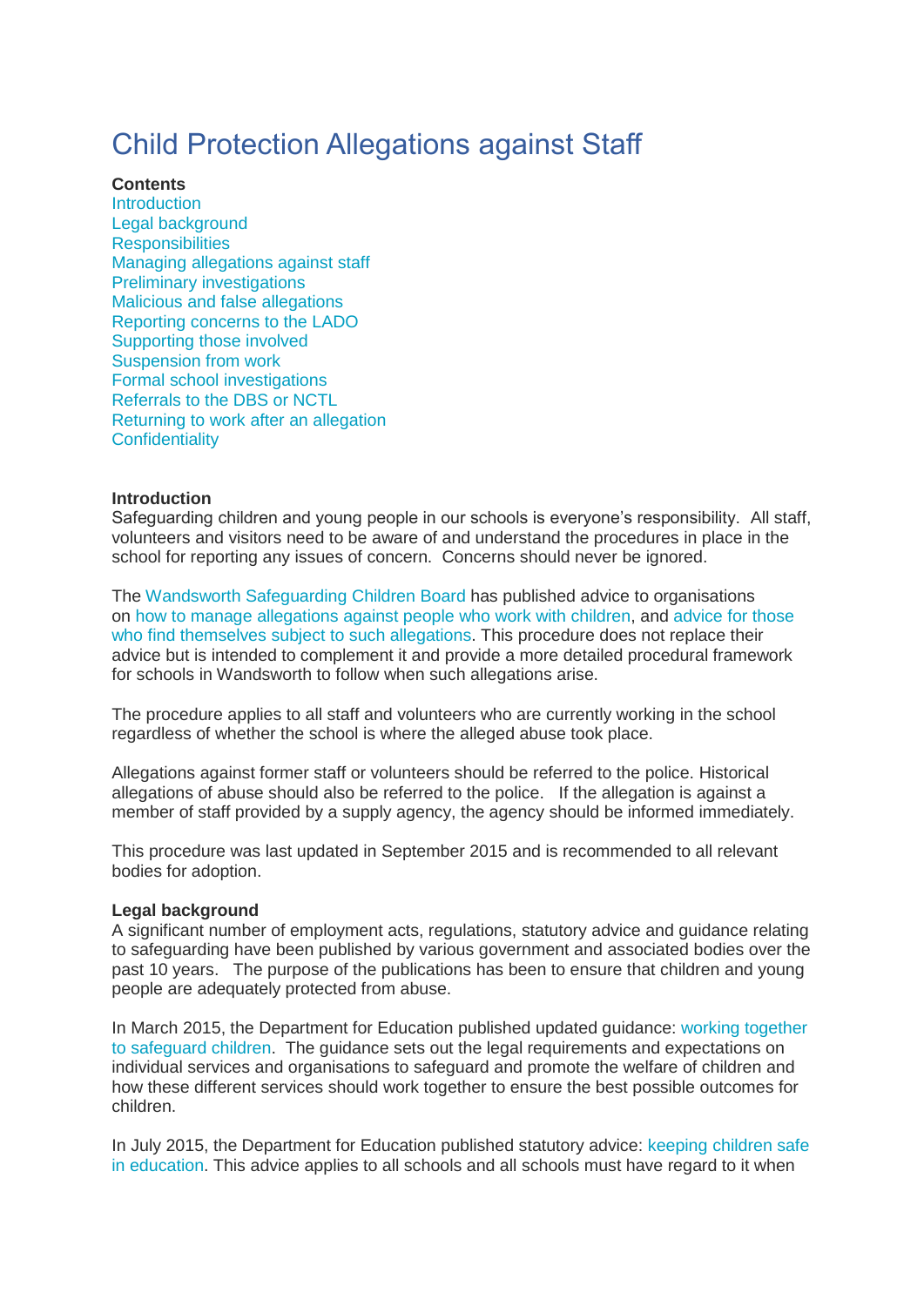# Child Protection Allegations against Staff

**Contents**

Introduction
Legal background
Responsibilities
Managing allegations against staff
Preliminary investigations
Malicious and false allegations
Reporting concerns to the LADO
Supporting those involved
Suspension from work
Formal school investigations
Referrals to the DBS or NCTL
Returning to work after an allegation
Confidentiality

**Introduction**

Safeguarding children and young people in our schools is everyone's responsibility. All staff, volunteers and visitors need to be aware of and understand the procedures in place in the school for reporting any issues of concern. Concerns should never be ignored.

The Wandsworth Safeguarding Children Board has published advice to organisations on how to manage allegations against people who work with children, and advice for those who find themselves subject to such allegations. This procedure does not replace their advice but is intended to complement it and provide a more detailed procedural framework for schools in Wandsworth to follow when such allegations arise.

The procedure applies to all staff and volunteers who are currently working in the school regardless of whether the school is where the alleged abuse took place.

Allegations against former staff or volunteers should be referred to the police. Historical allegations of abuse should also be referred to the police. If the allegation is against a member of staff provided by a supply agency, the agency should be informed immediately.

This procedure was last updated in September 2015 and is recommended to all relevant bodies for adoption.

**Legal background**

A significant number of employment acts, regulations, statutory advice and guidance relating to safeguarding have been published by various government and associated bodies over the past 10 years. The purpose of the publications has been to ensure that children and young people are adequately protected from abuse.

In March 2015, the Department for Education published updated guidance: working together to safeguard children. The guidance sets out the legal requirements and expectations on individual services and organisations to safeguard and promote the welfare of children and how these different services should work together to ensure the best possible outcomes for children.

In July 2015, the Department for Education published statutory advice: keeping children safe in education. This advice applies to all schools and all schools must have regard to it when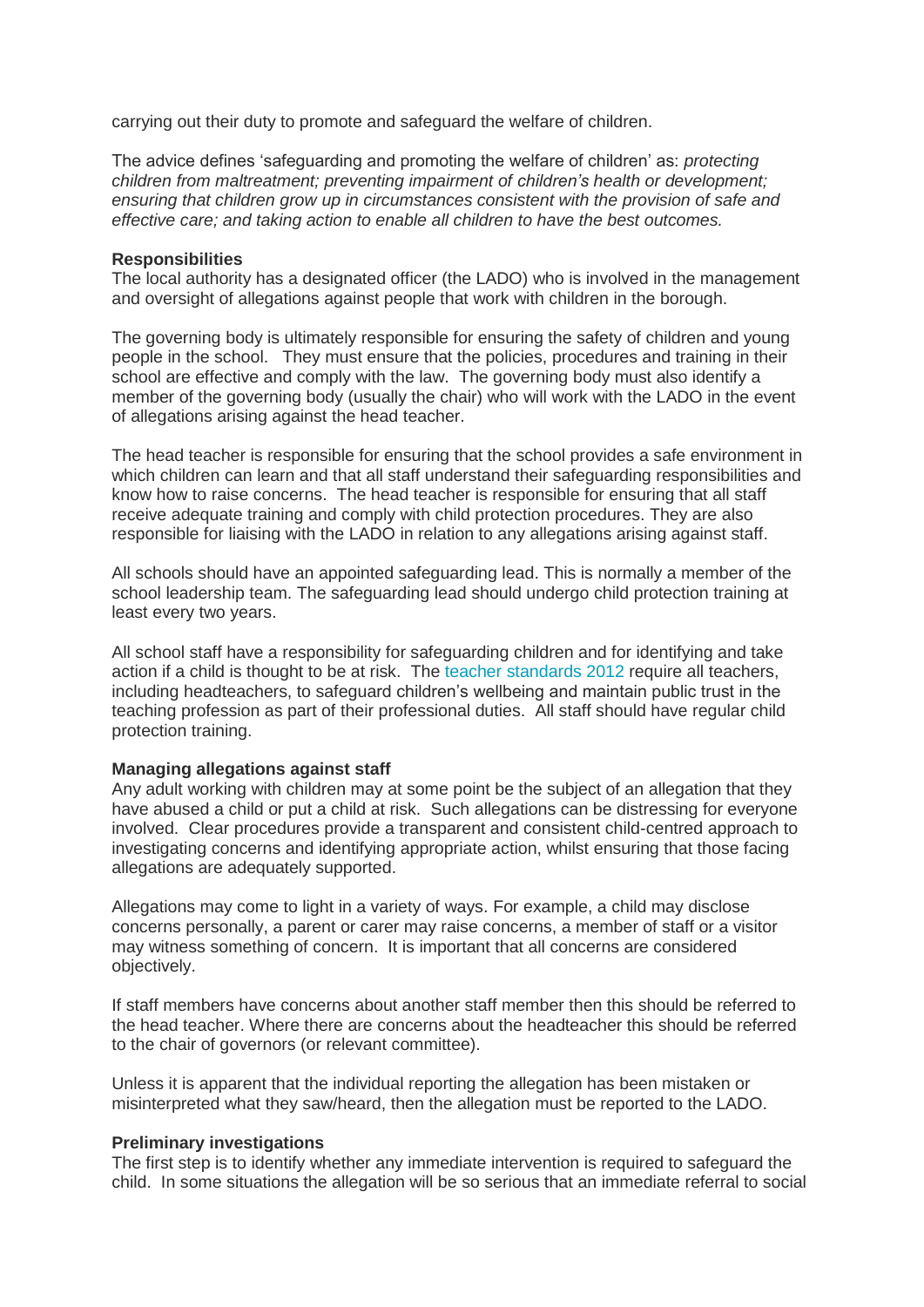carrying out their duty to promote and safeguard the welfare of children.

The advice defines 'safeguarding and promoting the welfare of children' as: *protecting children from maltreatment; preventing impairment of children's health or development; ensuring that children grow up in circumstances consistent with the provision of safe and effective care; and taking action to enable all children to have the best outcomes.*

**Responsibilities**

The local authority has a designated officer (the LADO) who is involved in the management and oversight of allegations against people that work with children in the borough.

The governing body is ultimately responsible for ensuring the safety of children and young people in the school. They must ensure that the policies, procedures and training in their school are effective and comply with the law. The governing body must also identify a member of the governing body (usually the chair) who will work with the LADO in the event of allegations arising against the head teacher.

The head teacher is responsible for ensuring that the school provides a safe environment in which children can learn and that all staff understand their safeguarding responsibilities and know how to raise concerns. The head teacher is responsible for ensuring that all staff receive adequate training and comply with child protection procedures. They are also responsible for liaising with the LADO in relation to any allegations arising against staff.

All schools should have an appointed safeguarding lead. This is normally a member of the school leadership team. The safeguarding lead should undergo child protection training at least every two years.

All school staff have a responsibility for safeguarding children and for identifying and take action if a child is thought to be at risk. The teacher standards 2012 require all teachers, including headteachers, to safeguard children's wellbeing and maintain public trust in the teaching profession as part of their professional duties. All staff should have regular child protection training.

**Managing allegations against staff**

Any adult working with children may at some point be the subject of an allegation that they have abused a child or put a child at risk. Such allegations can be distressing for everyone involved. Clear procedures provide a transparent and consistent child-centred approach to investigating concerns and identifying appropriate action, whilst ensuring that those facing allegations are adequately supported.

Allegations may come to light in a variety of ways. For example, a child may disclose concerns personally, a parent or carer may raise concerns, a member of staff or a visitor may witness something of concern. It is important that all concerns are considered objectively.

If staff members have concerns about another staff member then this should be referred to the head teacher. Where there are concerns about the headteacher this should be referred to the chair of governors (or relevant committee).

Unless it is apparent that the individual reporting the allegation has been mistaken or misinterpreted what they saw/heard, then the allegation must be reported to the LADO.

**Preliminary investigations**

The first step is to identify whether any immediate intervention is required to safeguard the child. In some situations the allegation will be so serious that an immediate referral to social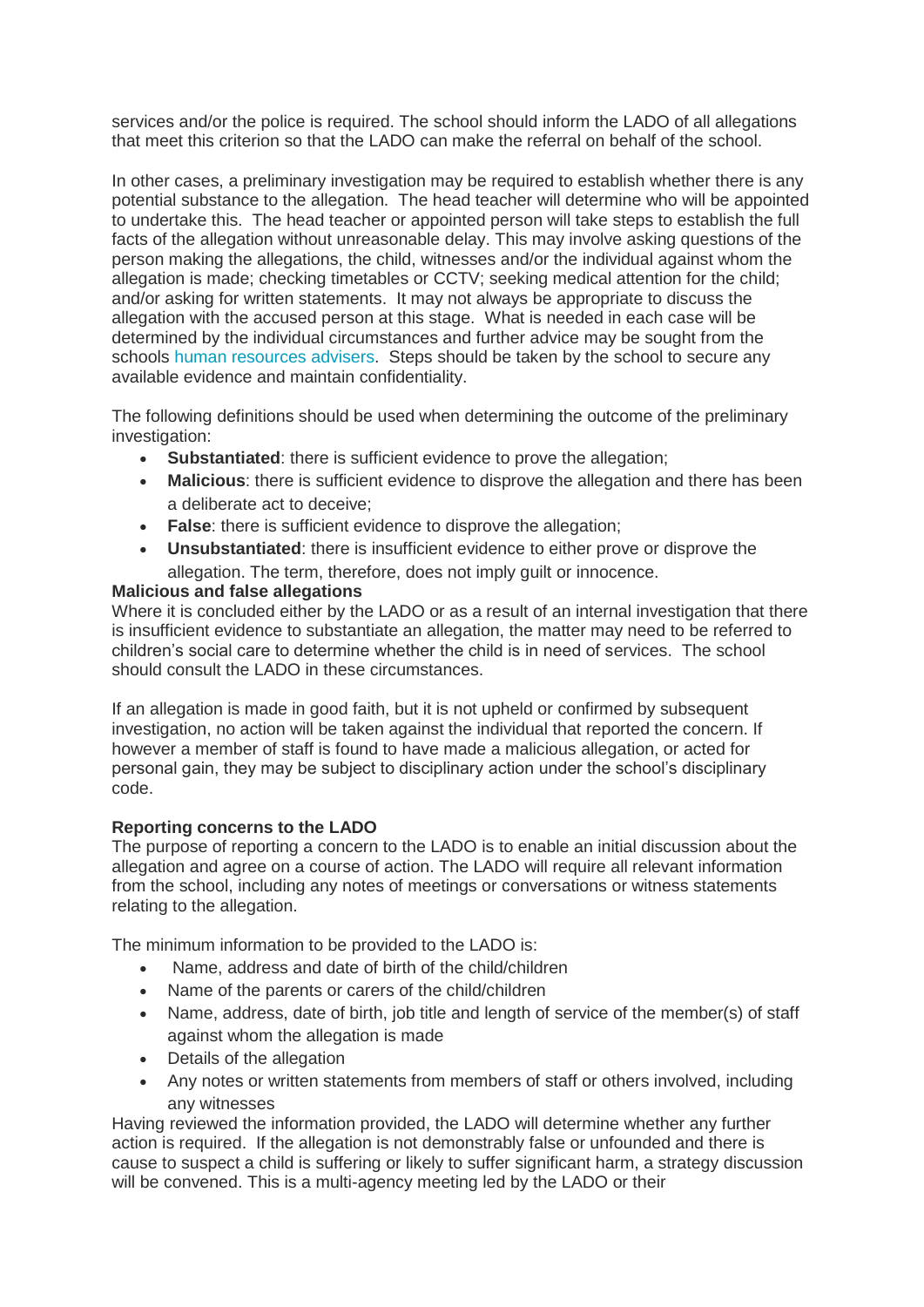services and/or the police is required. The school should inform the LADO of all allegations that meet this criterion so that the LADO can make the referral on behalf of the school.

In other cases, a preliminary investigation may be required to establish whether there is any potential substance to the allegation. The head teacher will determine who will be appointed to undertake this. The head teacher or appointed person will take steps to establish the full facts of the allegation without unreasonable delay. This may involve asking questions of the person making the allegations, the child, witnesses and/or the individual against whom the allegation is made; checking timetables or CCTV; seeking medical attention for the child; and/or asking for written statements. It may not always be appropriate to discuss the allegation with the accused person at this stage. What is needed in each case will be determined by the individual circumstances and further advice may be sought from the schools human resources advisers. Steps should be taken by the school to secure any available evidence and maintain confidentiality.

The following definitions should be used when determining the outcome of the preliminary investigation:

- **Substantiated**: there is sufficient evidence to prove the allegation;
- **Malicious**: there is sufficient evidence to disprove the allegation and there has been a deliberate act to deceive;
- **False**: there is sufficient evidence to disprove the allegation;
- **Unsubstantiated**: there is insufficient evidence to either prove or disprove the allegation. The term, therefore, does not imply guilt or innocence.

**Malicious and false allegations**

Where it is concluded either by the LADO or as a result of an internal investigation that there is insufficient evidence to substantiate an allegation, the matter may need to be referred to children's social care to determine whether the child is in need of services. The school should consult the LADO in these circumstances.

If an allegation is made in good faith, but it is not upheld or confirmed by subsequent investigation, no action will be taken against the individual that reported the concern. If however a member of staff is found to have made a malicious allegation, or acted for personal gain, they may be subject to disciplinary action under the school's disciplinary code.

**Reporting concerns to the LADO**

The purpose of reporting a concern to the LADO is to enable an initial discussion about the allegation and agree on a course of action. The LADO will require all relevant information from the school, including any notes of meetings or conversations or witness statements relating to the allegation.

The minimum information to be provided to the LADO is:

- Name, address and date of birth of the child/children
- Name of the parents or carers of the child/children
- Name, address, date of birth, job title and length of service of the member(s) of staff against whom the allegation is made
- Details of the allegation
- Any notes or written statements from members of staff or others involved, including any witnesses

Having reviewed the information provided, the LADO will determine whether any further action is required. If the allegation is not demonstrably false or unfounded and there is cause to suspect a child is suffering or likely to suffer significant harm, a strategy discussion will be convened. This is a multi-agency meeting led by the LADO or their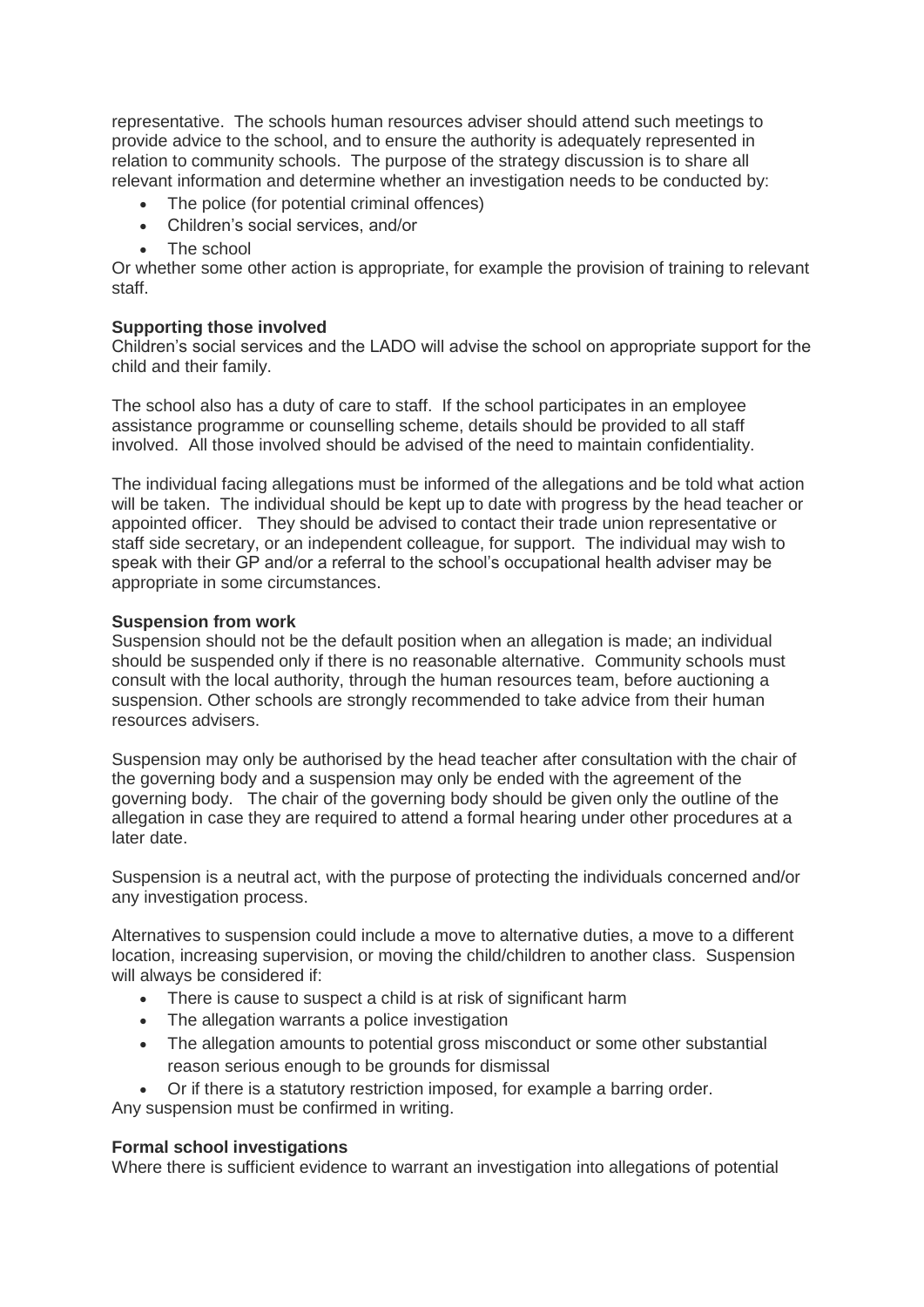representative. The schools human resources adviser should attend such meetings to provide advice to the school, and to ensure the authority is adequately represented in relation to community schools. The purpose of the strategy discussion is to share all relevant information and determine whether an investigation needs to be conducted by:

- The police (for potential criminal offences)
- Children's social services, and/or
- The school

Or whether some other action is appropriate, for example the provision of training to relevant staff.

**Supporting those involved**

Children's social services and the LADO will advise the school on appropriate support for the child and their family.

The school also has a duty of care to staff. If the school participates in an employee assistance programme or counselling scheme, details should be provided to all staff involved. All those involved should be advised of the need to maintain confidentiality.

The individual facing allegations must be informed of the allegations and be told what action will be taken. The individual should be kept up to date with progress by the head teacher or appointed officer. They should be advised to contact their trade union representative or staff side secretary, or an independent colleague, for support. The individual may wish to speak with their GP and/or a referral to the school's occupational health adviser may be appropriate in some circumstances.

**Suspension from work**

Suspension should not be the default position when an allegation is made; an individual should be suspended only if there is no reasonable alternative. Community schools must consult with the local authority, through the human resources team, before auctioning a suspension. Other schools are strongly recommended to take advice from their human resources advisers.

Suspension may only be authorised by the head teacher after consultation with the chair of the governing body and a suspension may only be ended with the agreement of the governing body. The chair of the governing body should be given only the outline of the allegation in case they are required to attend a formal hearing under other procedures at a later date.

Suspension is a neutral act, with the purpose of protecting the individuals concerned and/or any investigation process.

Alternatives to suspension could include a move to alternative duties, a move to a different location, increasing supervision, or moving the child/children to another class. Suspension will always be considered if:

- There is cause to suspect a child is at risk of significant harm
- The allegation warrants a police investigation
- The allegation amounts to potential gross misconduct or some other substantial reason serious enough to be grounds for dismissal
- Or if there is a statutory restriction imposed, for example a barring order.

Any suspension must be confirmed in writing.

**Formal school investigations**

Where there is sufficient evidence to warrant an investigation into allegations of potential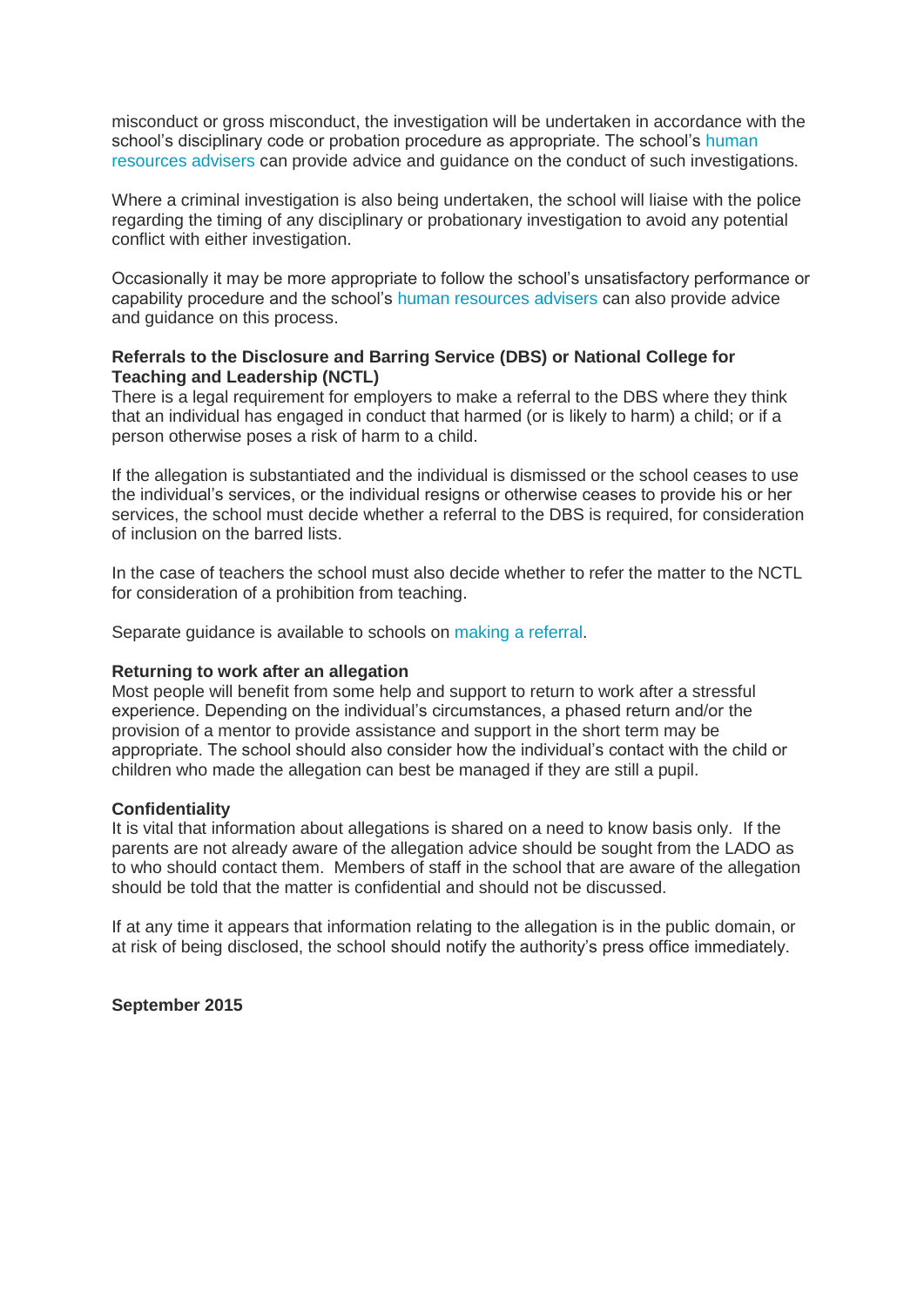misconduct or gross misconduct, the investigation will be undertaken in accordance with the school's disciplinary code or probation procedure as appropriate. The school's human resources advisers can provide advice and guidance on the conduct of such investigations.

Where a criminal investigation is also being undertaken, the school will liaise with the police regarding the timing of any disciplinary or probationary investigation to avoid any potential conflict with either investigation.

Occasionally it may be more appropriate to follow the school's unsatisfactory performance or capability procedure and the school's human resources advisers can also provide advice and guidance on this process.

**Referrals to the Disclosure and Barring Service (DBS) or National College for Teaching and Leadership (NCTL)**

There is a legal requirement for employers to make a referral to the DBS where they think that an individual has engaged in conduct that harmed (or is likely to harm) a child; or if a person otherwise poses a risk of harm to a child.

If the allegation is substantiated and the individual is dismissed or the school ceases to use the individual's services, or the individual resigns or otherwise ceases to provide his or her services, the school must decide whether a referral to the DBS is required, for consideration of inclusion on the barred lists.

In the case of teachers the school must also decide whether to refer the matter to the NCTL for consideration of a prohibition from teaching.

Separate guidance is available to schools on making a referral.

**Returning to work after an allegation**

Most people will benefit from some help and support to return to work after a stressful experience. Depending on the individual's circumstances, a phased return and/or the provision of a mentor to provide assistance and support in the short term may be appropriate. The school should also consider how the individual's contact with the child or children who made the allegation can best be managed if they are still a pupil.

**Confidentiality**

It is vital that information about allegations is shared on a need to know basis only. If the parents are not already aware of the allegation advice should be sought from the LADO as to who should contact them. Members of staff in the school that are aware of the allegation should be told that the matter is confidential and should not be discussed.

If at any time it appears that information relating to the allegation is in the public domain, or at risk of being disclosed, the school should notify the authority's press office immediately.

**September 2015**